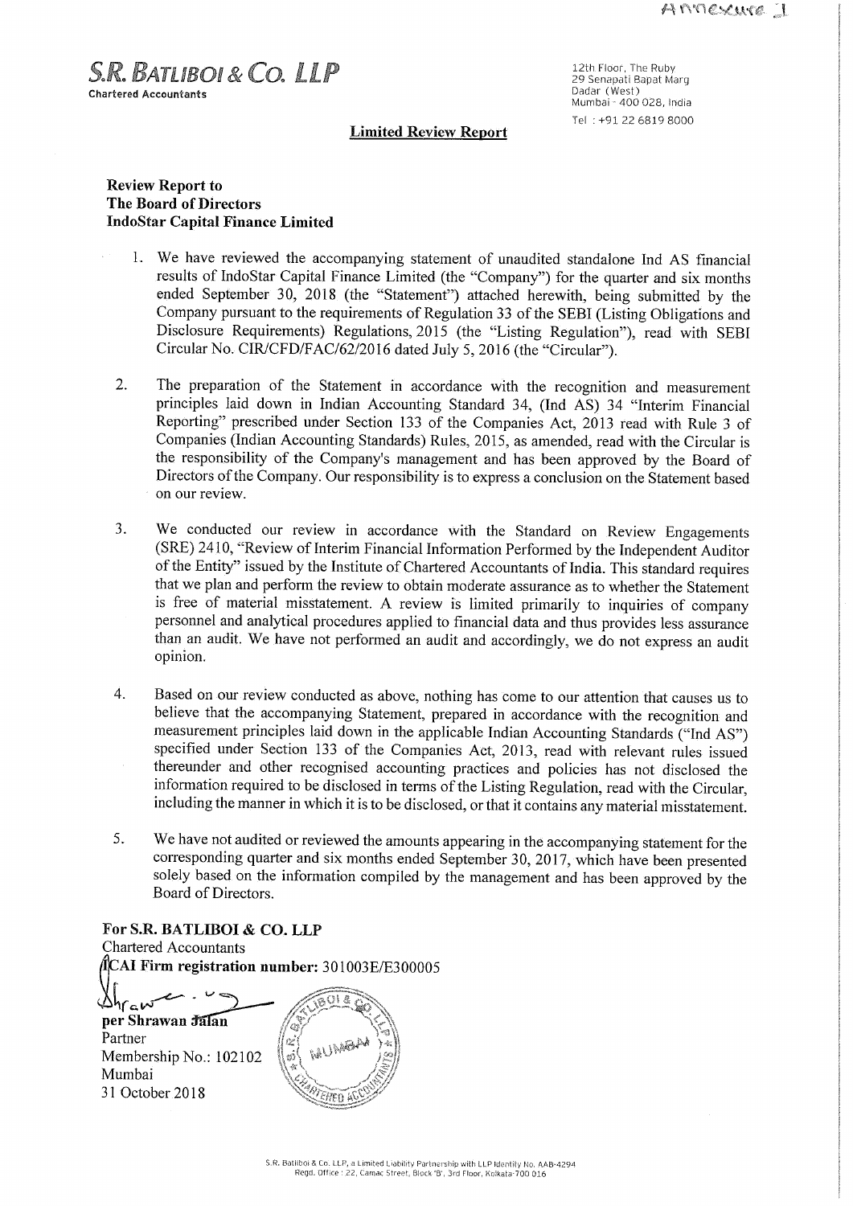Annexure 1

**S.R. BATLIBOI & CO. LLP**
Chartered Accountants

12th Floor, The Ruby
29 Senapati Bapat Marg
Dadar (West)
Mumbai - 400 028, India
Tel : +91 22 6819 8000

## Limited Review Report

**Review Report to**
**The Board of Directors**
**IndoStar Capital Finance Limited**

1. We have reviewed the accompanying statement of unaudited standalone Ind AS financial results of IndoStar Capital Finance Limited (the "Company") for the quarter and six months ended September 30, 2018 (the "Statement") attached herewith, being submitted by the Company pursuant to the requirements of Regulation 33 of the SEBI (Listing Obligations and Disclosure Requirements) Regulations, 2015 (the "Listing Regulation"), read with SEBI Circular No. CIR/CFD/FAC/62/2016 dated July 5, 2016 (the "Circular").

2. The preparation of the Statement in accordance with the recognition and measurement principles laid down in Indian Accounting Standard 34, (Ind AS) 34 "Interim Financial Reporting" prescribed under Section 133 of the Companies Act, 2013 read with Rule 3 of Companies (Indian Accounting Standards) Rules, 2015, as amended, read with the Circular is the responsibility of the Company's management and has been approved by the Board of Directors of the Company. Our responsibility is to express a conclusion on the Statement based on our review.

3. We conducted our review in accordance with the Standard on Review Engagements (SRE) 2410, "Review of Interim Financial Information Performed by the Independent Auditor of the Entity" issued by the Institute of Chartered Accountants of India. This standard requires that we plan and perform the review to obtain moderate assurance as to whether the Statement is free of material misstatement. A review is limited primarily to inquiries of company personnel and analytical procedures applied to financial data and thus provides less assurance than an audit. We have not performed an audit and accordingly, we do not express an audit opinion.

4. Based on our review conducted as above, nothing has come to our attention that causes us to believe that the accompanying Statement, prepared in accordance with the recognition and measurement principles laid down in the applicable Indian Accounting Standards ("Ind AS") specified under Section 133 of the Companies Act, 2013, read with relevant rules issued thereunder and other recognised accounting practices and policies has not disclosed the information required to be disclosed in terms of the Listing Regulation, read with the Circular, including the manner in which it is to be disclosed, or that it contains any material misstatement.

5. We have not audited or reviewed the amounts appearing in the accompanying statement for the corresponding quarter and six months ended September 30, 2017, which have been presented solely based on the information compiled by the management and has been approved by the Board of Directors.

**For S.R. BATLIBOI & CO. LLP**
Chartered Accountants
**ICAI Firm registration number:** 301003E/E300005

**per Shrawan Jalan**
Partner
Membership No.: 102102
Mumbai
31 October 2018

S.R. Batliboi & Co. LLP, a Limited Liability Partnership with LLP Identity No. AAB-4294
Regd. Office : 22, Camac Street, Block 'B', 3rd Floor, Kolkata-700 016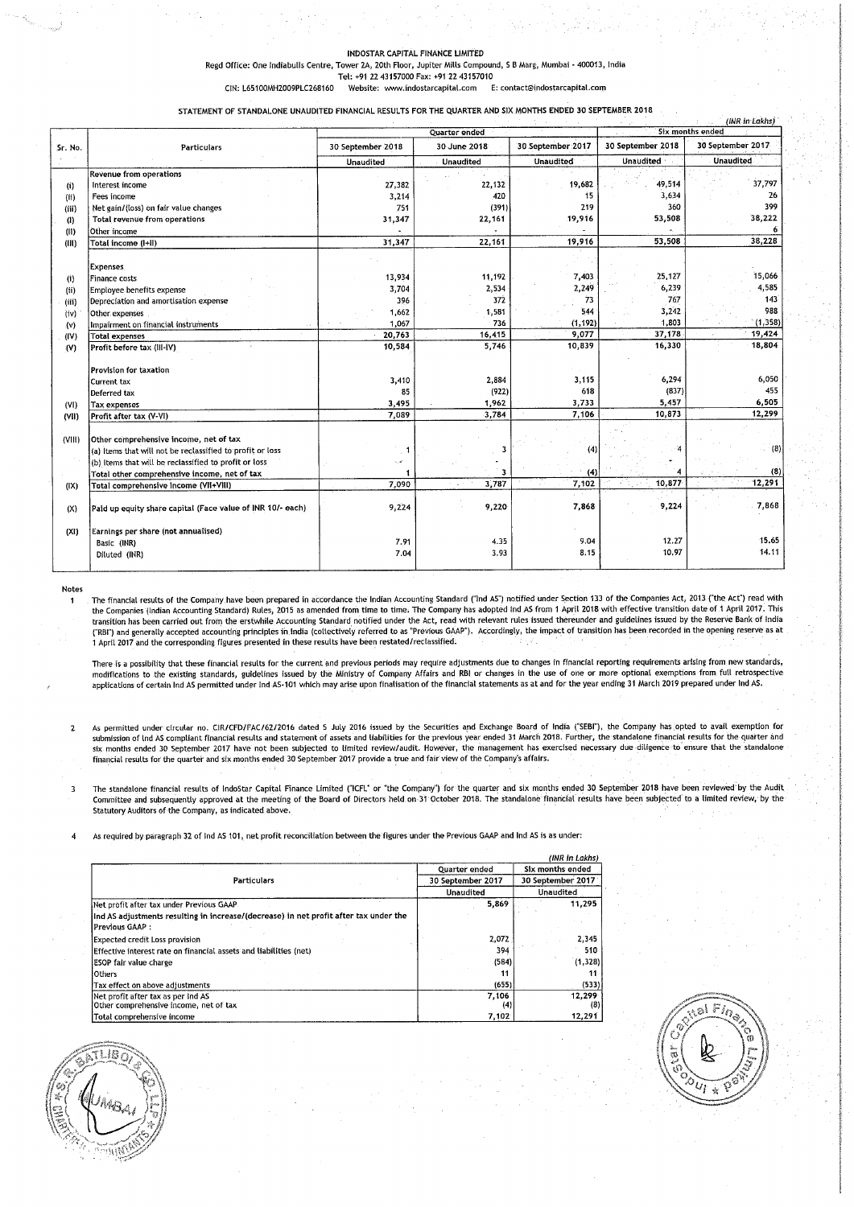INDOSTAR CAPITAL FINANCE LIMITED

Regd Office: One Indiabulls Centre, Tower 2A, 20th Floor, Jupiter Mills Compound, S B Marg, Mumbai - 400013, India

Tel: +91 22 43157000 Fax: +91 22 43157010

CIN: L65100MH2009PLC268160 Website: www.indostarcapital.com E: contact@indostarcapital.com

## STATEMENT OF STANDALONE UNAUDITED FINANCIAL RESULTS FOR THE QUARTER AND SIX MONTHS ENDED 30 SEPTEMBER 2018

(INR in Lakhs)

| Sr. No. | Particulars | Quarter ended | | | Six months ended | |
|---|---|---|---|---|---|---|
| | | 30 September 2018 | 30 June 2018 | 30 September 2017 | 30 September 2018 | 30 September 2017 |
| | | Unaudited | Unaudited | Unaudited | Unaudited | Unaudited |
| | Revenue from operations | | | | | |
| (i) | Interest income | 27,382 | 22,132 | 19,682 | 49,514 | 37,797 |
| (ii) | Fees income | 3,214 | 420 | 15 | 3,634 | 26 |
| (iii) | Net gain/(loss) on fair value changes | 751 | (391) | 219 | 360 | 399 |
| (I) | Total revenue from operations | 31,347 | 22,161 | 19,916 | 53,508 | 38,222 |
| (II) | Other income | - | - | - | - | 6 |
| (III) | Total income (I+II) | 31,347 | 22,161 | 19,916 | 53,508 | 38,228 |
| | Expenses | | | | | |
| (i) | Finance costs | 13,934 | 11,192 | 7,403 | 25,127 | 15,066 |
| (ii) | Employee benefits expense | 3,704 | 2,534 | 2,249 | 6,239 | 4,585 |
| (iii) | Depreciation and amortisation expense | 396 | 372 | 73 | 767 | 143 |
| (iv) | Other expenses | 1,662 | 1,581 | 544 | 3,242 | 988 |
| (v) | Impairment on financial instruments | 1,067 | 736 | (1,192) | 1,803 | (1,358) |
| (IV) | Total expenses | 20,763 | 16,415 | 9,077 | 37,178 | 19,424 |
| (V) | Profit before tax (III-IV) | 10,584 | 5,746 | 10,839 | 16,330 | 18,804 |
| | Provision for taxation | | | | | |
| | Current tax | 3,410 | 2,884 | 3,115 | 6,294 | 6,050 |
| | Deferred tax | 85 | (922) | 618 | (837) | 455 |
| (VI) | Tax expenses | 3,495 | 1,962 | 3,733 | 5,457 | 6,505 |
| (VII) | Profit after tax (V-VI) | 7,089 | 3,784 | 7,106 | 10,873 | 12,299 |
| (VIII) | Other comprehensive income, net of tax | | | | | |
| | (a) Items that will not be reclassified to profit or loss | 1 | 3 | (4) | 4 | (8) |
| | (b) Items that will be reclassified to profit or loss | - | - | | - | |
| | Total other comprehensive income, net of tax | 1 | 3 | (4) | 4 | (8) |
| (IX) | Total comprehensive income (VII+VIII) | 7,090 | 3,787 | 7,102 | 10,877 | 12,291 |
| (X) | Paid up equity share capital (Face value of INR 10/- each) | 9,224 | 9,220 | 7,868 | 9,224 | 7,868 |
| (XI) | Earnings per share (not annualised) | | | | | |
| | Basic (INR) | 7.91 | 4.35 | 9.04 | 12.27 | 15.65 |
| | Diluted (INR) | 7.04 | 3.93 | 8.15 | 10.97 | 14.11 |

Notes

1. The financial results of the Company have been prepared in accordance the Indian Accounting Standard ("Ind AS") notified under Section 133 of the Companies Act, 2013 ("the Act") read with the Companies (Indian Accounting Standard) Rules, 2015 as amended from time to time. The Company has adopted Ind AS from 1 April 2018 with effective transition date of 1 April 2017. This transition has been carried out from the erstwhile Accounting Standard notified under the Act, read with relevant rules issued thereunder and guidelines issued by the Reserve Bank of India ("RBI") and generally accepted accounting principles in India (collectively referred to as "Previous GAAP"). Accordingly, the impact of transition has been recorded in the opening reserve as at 1 April 2017 and the corresponding figures presented in these results have been restated/reclassified.

   There is a possibility that these financial results for the current and previous periods may require adjustments due to changes in financial reporting requirements arising from new standards, modifications to the existing standards, guidelines issued by the Ministry of Company Affairs and RBI or changes in the use of one or more optional exemptions from full retrospective applications of certain Ind AS permitted under Ind AS-101 which may arise upon finalisation of the financial statements as at and for the year ending 31 March 2019 prepared under Ind AS.

2. As permitted under circular no. CIR/CFD/FAC/62/2016 dated 5 July 2016 issued by the Securities and Exchange Board of India ("SEBI"), the Company has opted to avail exemption for submission of Ind AS compliant financial results and statement of assets and liabilities for the previous year ended 31 March 2018. Further, the standalone financial results for the quarter and six months ended 30 September 2017 have not been subjected to limited review/audit. However, the management has exercised necessary due diligence to ensure that the standalone financial results for the quarter and six months ended 30 September 2017 provide a true and fair view of the Company's affairs.

3. The standalone financial results of IndoStar Capital Finance Limited ("ICFL" or "the Company") for the quarter and six months ended 30 September 2018 have been reviewed by the Audit Committee and subsequently approved at the meeting of the Board of Directors held on 31 October 2018. The standalone financial results have been subjected to a limited review, by the Statutory Auditors of the Company, as indicated above.

4. As required by paragraph 32 of Ind AS 101, net profit reconciliation between the figures under the Previous GAAP and Ind AS is as under:

(INR in Lakhs)

| Particulars | Quarter ended | Six months ended |
|---|---|---|
| | 30 September 2017 | 30 September 2017 |
| | Unaudited | Unaudited |
| Net profit after tax under Previous GAAP | 5,869 | 11,295 |
| Ind AS adjustments resulting in increase/(decrease) in net profit after tax under the Previous GAAP : | | |
| Expected credit Loss provision | 2,072 | 2,345 |
| Effective interest rate on financial assets and liabilities (net) | 394 | 510 |
| ESOP fair value charge | (584) | (1,328) |
| Others | 11 | 11 |
| Tax effect on above adjustments | (655) | (533) |
| Net profit after tax as per Ind AS | 7,106 | 12,299 |
| Other comprehensive income, net of tax | (4) | (8) |
| Total comprehensive income | 7,102 | 12,291 |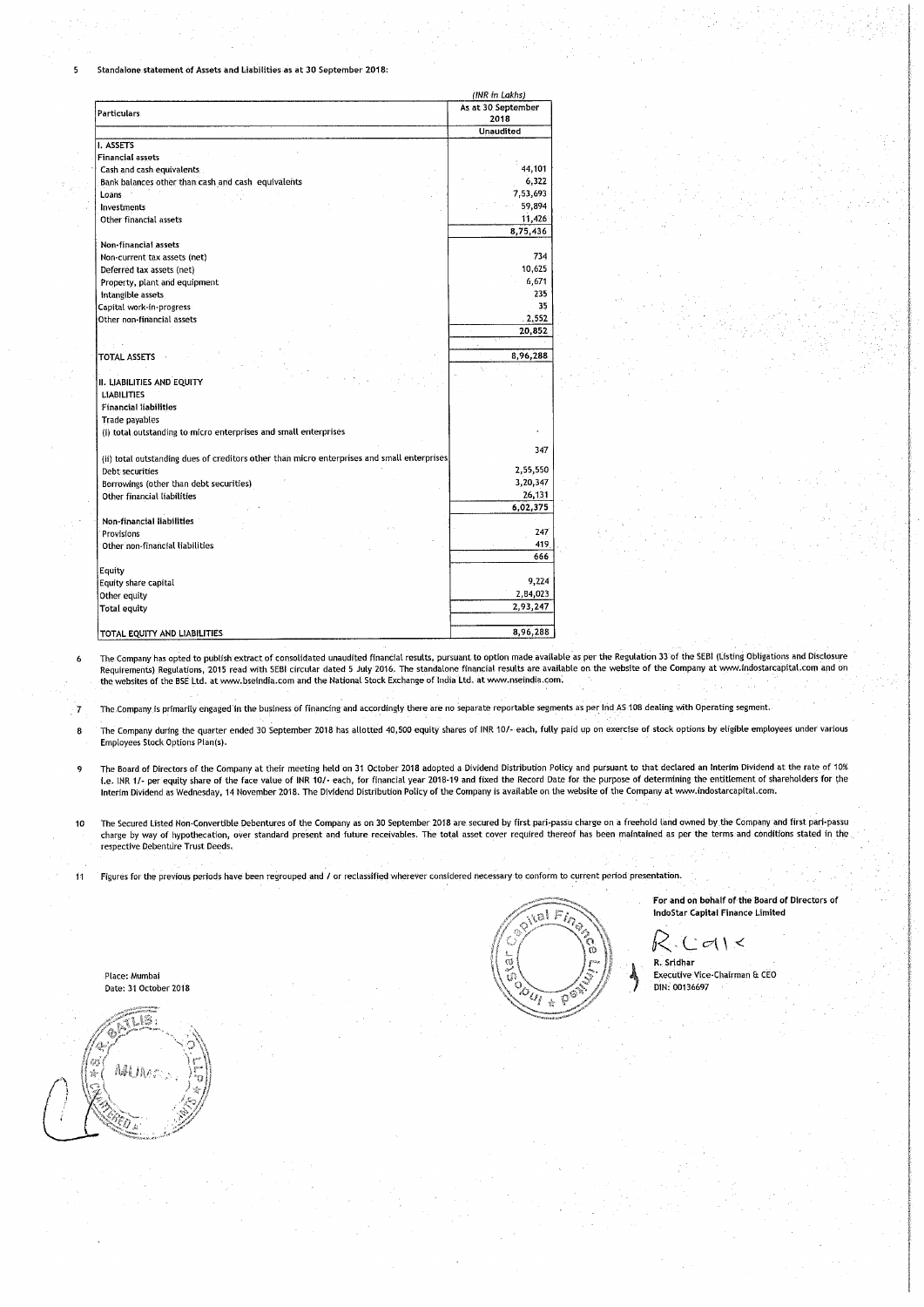5 Standalone statement of Assets and Liabilities as at 30 September 2018:

*(INR in Lakhs)*

| Particulars | As at 30 September 2018 |
|---|---|
| | Unaudited |
| **I. ASSETS** | |
| **Financial assets** | |
| Cash and cash equivalents | 44,101 |
| Bank balances other than cash and cash equivalents | 6,322 |
| Loans | 7,53,693 |
| Investments | 59,894 |
| Other financial assets | 11,426 |
| | 8,75,436 |
| **Non-financial assets** | |
| Non-current tax assets (net) | 734 |
| Deferred tax assets (net) | 10,625 |
| Property, plant and equipment | 6,671 |
| Intangible assets | 235 |
| Capital work-in-progress | 35 |
| Other non-financial assets | 2,552 |
| | 20,852 |
| **TOTAL ASSETS** | 8,96,288 |
| **II. LIABILITIES AND EQUITY** | |
| **LIABILITIES** | |
| **Financial liabilities** | |
| Trade payables | |
| (i) total outstanding to micro enterprises and small enterprises | - |
| (ii) total outstanding dues of creditors other than micro enterprises and small enterprises | 347 |
| Debt securities | 2,55,550 |
| Borrowings (other than debt securities) | 3,20,347 |
| Other financial liabilities | 26,131 |
| | 6,02,375 |
| **Non-financial liabilities** | |
| Provisions | 247 |
| Other non-financial liabilities | 419 |
| | 666 |
| **Equity** | |
| Equity share capital | 9,224 |
| Other equity | 2,84,023 |
| Total equity | 2,93,247 |
| **TOTAL EQUITY AND LIABILITIES** | 8,96,288 |

6 The Company has opted to publish extract of consolidated unaudited financial results, pursuant to option made available as per the Regulation 33 of the SEBI (Listing Obligations and Disclosure Requirements) Regulations, 2015 read with SEBI circular dated 5 July 2016. The standalone financial results are available on the website of the Company at www.indostarcapital.com and on the websites of the BSE Ltd. at www.bseindia.com and the National Stock Exchange of India Ltd. at www.nseindia.com.

7 The Company is primarily engaged in the business of financing and accordingly there are no separate reportable segments as per Ind AS 108 dealing with Operating segment.

8 The Company during the quarter ended 30 September 2018 has allotted 40,500 equity shares of INR 10/- each, fully paid up on exercise of stock options by eligible employees under various Employees Stock Options Plan(s).

9 The Board of Directors of the Company at their meeting held on 31 October 2018 adopted a Dividend Distribution Policy and pursuant to that declared an Interim Dividend at the rate of 10% i.e. INR 1/- per equity share of the face value of INR 10/- each, for financial year 2018-19 and fixed the Record Date for the purpose of determining the entitlement of shareholders for the Interim Dividend as Wednesday, 14 November 2018. The Dividend Distribution Policy of the Company is available on the website of the Company at www.indostarcapital.com.

10 The Secured Listed Non-Convertible Debentures of the Company as on 30 September 2018 are secured by first pari-passu charge on a freehold land owned by the Company and first pari-passu charge by way of hypothecation, over standard present and future receivables. The total asset cover required thereof has been maintained as per the terms and conditions stated in the respective Debenture Trust Deeds.

11 Figures for the previous periods have been regrouped and / or reclassified wherever considered necessary to conform to current period presentation.

**For and on behalf of the Board of Directors of IndoStar Capital Finance Limited**

R. Sridhar
Executive Vice-Chairman & CEO
DIN: 00136697

Place: Mumbai
Date: 31 October 2018